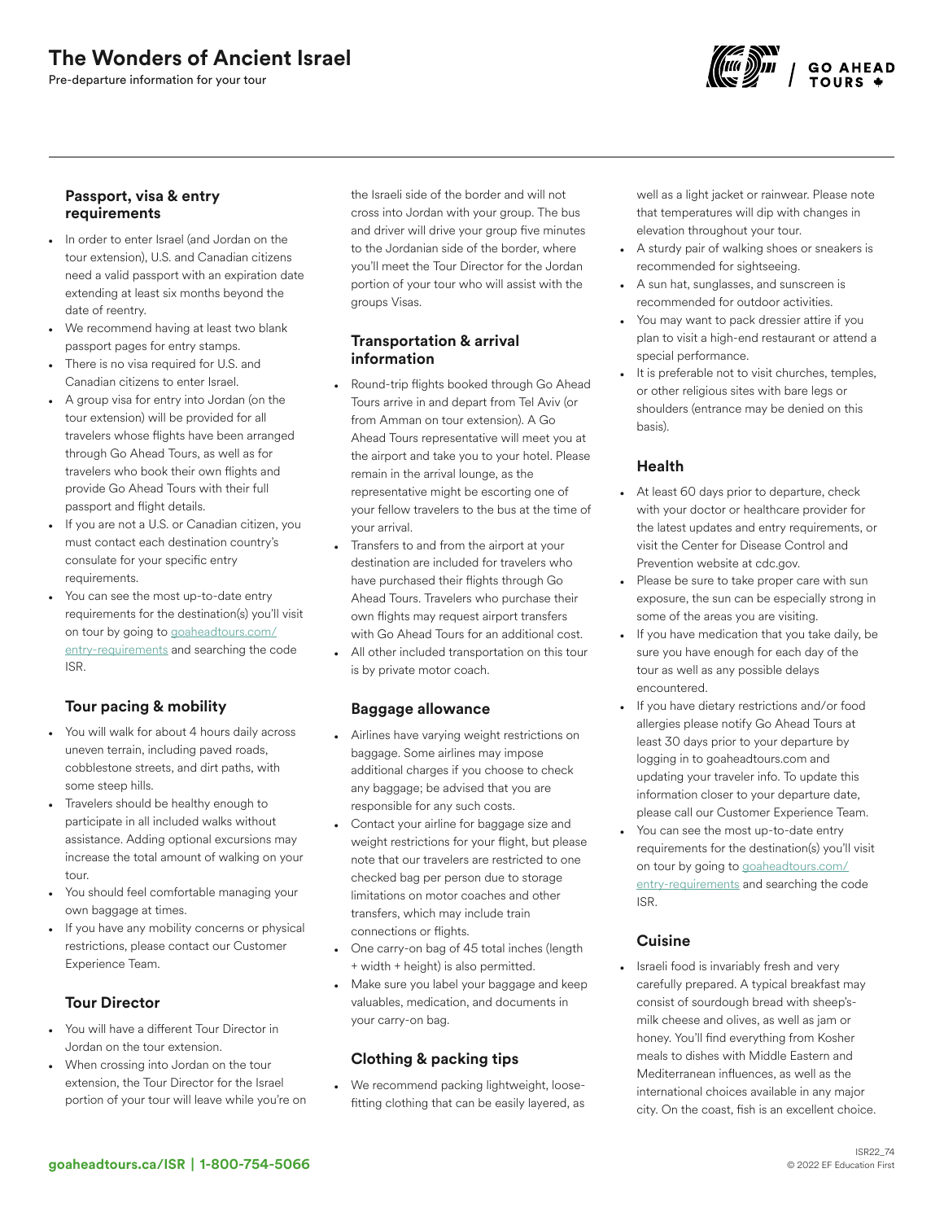# The Wonders of Ancient Israel

Pre-departure information for your tour

## Passport, visa & entry requirements

- In order to enter Israel (and Jordan on the tour extension), U.S. and Canadian citizens need a valid passport with an expiration date extending at least six months beyond the date of reentry.
- We recommend having at least two blank passport pages for entry stamps.
- There is no visa required for U.S. and Canadian citizens to enter Israel.
- A group visa for entry into Jordan (on the tour extension) will be provided for all travelers whose flights have been arranged through Go Ahead Tours, as well as for travelers who book their own flights and provide Go Ahead Tours with their full passport and flight details.
- If you are not a U.S. or Canadian citizen, you must contact each destination country's consulate for your specific entry requirements.
- You can see the most up-to-date entry requirements for the destination(s) you'll visit on tour by going to goaheadtours.com/entry-requirements and searching the code ISR.

## Tour pacing & mobility

- You will walk for about 4 hours daily across uneven terrain, including paved roads, cobblestone streets, and dirt paths, with some steep hills.
- Travelers should be healthy enough to participate in all included walks without assistance. Adding optional excursions may increase the total amount of walking on your tour.
- You should feel comfortable managing your own baggage at times.
- If you have any mobility concerns or physical restrictions, please contact our Customer Experience Team.

## Tour Director

- You will have a different Tour Director in Jordan on the tour extension.
- When crossing into Jordan on the tour extension, the Tour Director for the Israel portion of your tour will leave while you're on the Israeli side of the border and will not cross into Jordan with your group. The bus and driver will drive your group five minutes to the Jordanian side of the border, where you'll meet the Tour Director for the Jordan portion of your tour who will assist with the groups Visas.

## Transportation & arrival information

- Round-trip flights booked through Go Ahead Tours arrive in and depart from Tel Aviv (or from Amman on tour extension). A Go Ahead Tours representative will meet you at the airport and take you to your hotel. Please remain in the arrival lounge, as the representative might be escorting one of your fellow travelers to the bus at the time of your arrival.
- Transfers to and from the airport at your destination are included for travelers who have purchased their flights through Go Ahead Tours. Travelers who purchase their own flights may request airport transfers with Go Ahead Tours for an additional cost.
- All other included transportation on this tour is by private motor coach.

## Baggage allowance

- Airlines have varying weight restrictions on baggage. Some airlines may impose additional charges if you choose to check any baggage; be advised that you are responsible for any such costs.
- Contact your airline for baggage size and weight restrictions for your flight, but please note that our travelers are restricted to one checked bag per person due to storage limitations on motor coaches and other transfers, which may include train connections or flights.
- One carry-on bag of 45 total inches (length + width + height) is also permitted.
- Make sure you label your baggage and keep valuables, medication, and documents in your carry-on bag.

## Clothing & packing tips

- We recommend packing lightweight, loose-fitting clothing that can be easily layered, as well as a light jacket or rainwear. Please note that temperatures will dip with changes in elevation throughout your tour.
- A sturdy pair of walking shoes or sneakers is recommended for sightseeing.
- A sun hat, sunglasses, and sunscreen is recommended for outdoor activities.
- You may want to pack dressier attire if you plan to visit a high-end restaurant or attend a special performance.
- It is preferable not to visit churches, temples, or other religious sites with bare legs or shoulders (entrance may be denied on this basis).

## Health

- At least 60 days prior to departure, check with your doctor or healthcare provider for the latest updates and entry requirements, or visit the Center for Disease Control and Prevention website at cdc.gov.
- Please be sure to take proper care with sun exposure, the sun can be especially strong in some of the areas you are visiting.
- If you have medication that you take daily, be sure you have enough for each day of the tour as well as any possible delays encountered.
- If you have dietary restrictions and/or food allergies please notify Go Ahead Tours at least 30 days prior to your departure by logging in to goaheadtours.com and updating your traveler info. To update this information closer to your departure date, please call our Customer Experience Team.
- You can see the most up-to-date entry requirements for the destination(s) you'll visit on tour by going to goaheadtours.com/entry-requirements and searching the code ISR.

## Cuisine

- Israeli food is invariably fresh and very carefully prepared. A typical breakfast may consist of sourdough bread with sheep's-milk cheese and olives, as well as jam or honey. You'll find everything from Kosher meals to dishes with Middle Eastern and Mediterranean influences, as well as the international choices available in any major city. On the coast, fish is an excellent choice.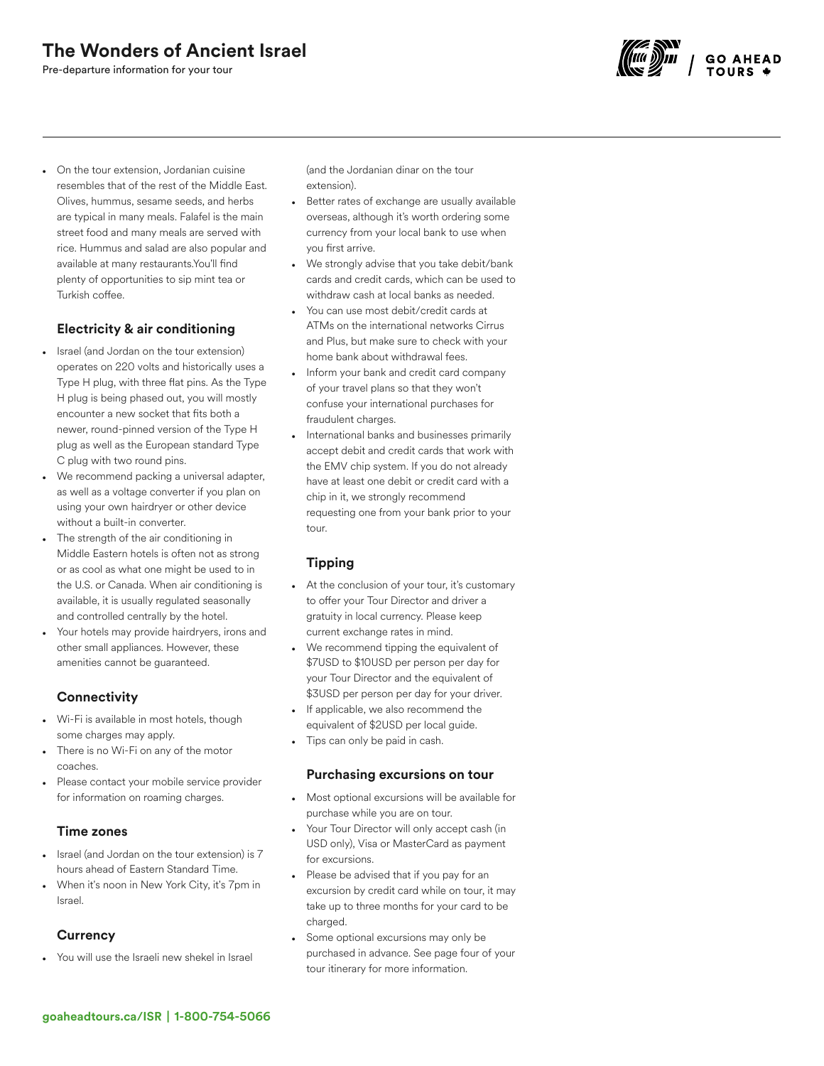- On the tour extension, Jordanian cuisine resembles that of the rest of the Middle East. Olives, hummus, sesame seeds, and herbs are typical in many meals. Falafel is the main street food and many meals are served with rice. Hummus and salad are also popular and available at many restaurants.You'll find plenty of opportunities to sip mint tea or Turkish coffee.

### Electricity & air conditioning

- Israel (and Jordan on the tour extension) operates on 220 volts and historically uses a Type H plug, with three flat pins. As the Type H plug is being phased out, you will mostly encounter a new socket that fits both a newer, round-pinned version of the Type H plug as well as the European standard Type C plug with two round pins.
- We recommend packing a universal adapter, as well as a voltage converter if you plan on using your own hairdryer or other device without a built-in converter.
- The strength of the air conditioning in Middle Eastern hotels is often not as strong or as cool as what one might be used to in the U.S. or Canada. When air conditioning is available, it is usually regulated seasonally and controlled centrally by the hotel.
- Your hotels may provide hairdryers, irons and other small appliances. However, these amenities cannot be guaranteed.

### Connectivity

- Wi-Fi is available in most hotels, though some charges may apply.
- There is no Wi-Fi on any of the motor coaches.
- Please contact your mobile service provider for information on roaming charges.

### Time zones

- Israel (and Jordan on the tour extension) is 7 hours ahead of Eastern Standard Time.
- When it's noon in New York City, it's 7pm in Israel.

### Currency

- You will use the Israeli new shekel in Israel (and the Jordanian dinar on the tour extension).
- Better rates of exchange are usually available overseas, although it's worth ordering some currency from your local bank to use when you first arrive.
- We strongly advise that you take debit/bank cards and credit cards, which can be used to withdraw cash at local banks as needed.
- You can use most debit/credit cards at ATMs on the international networks Cirrus and Plus, but make sure to check with your home bank about withdrawal fees.
- Inform your bank and credit card company of your travel plans so that they won't confuse your international purchases for fraudulent charges.
- International banks and businesses primarily accept debit and credit cards that work with the EMV chip system. If you do not already have at least one debit or credit card with a chip in it, we strongly recommend requesting one from your bank prior to your tour.

### Tipping

- At the conclusion of your tour, it's customary to offer your Tour Director and driver a gratuity in local currency. Please keep current exchange rates in mind.
- We recommend tipping the equivalent of $7USD to $10USD per person per day for your Tour Director and the equivalent of $3USD per person per day for your driver.
- If applicable, we also recommend the equivalent of $2USD per local guide.
- Tips can only be paid in cash.

### Purchasing excursions on tour

- Most optional excursions will be available for purchase while you are on tour.
- Your Tour Director will only accept cash (in USD only), Visa or MasterCard as payment for excursions.
- Please be advised that if you pay for an excursion by credit card while on tour, it may take up to three months for your card to be charged.
- Some optional excursions may only be purchased in advance. See page four of your tour itinerary for more information.